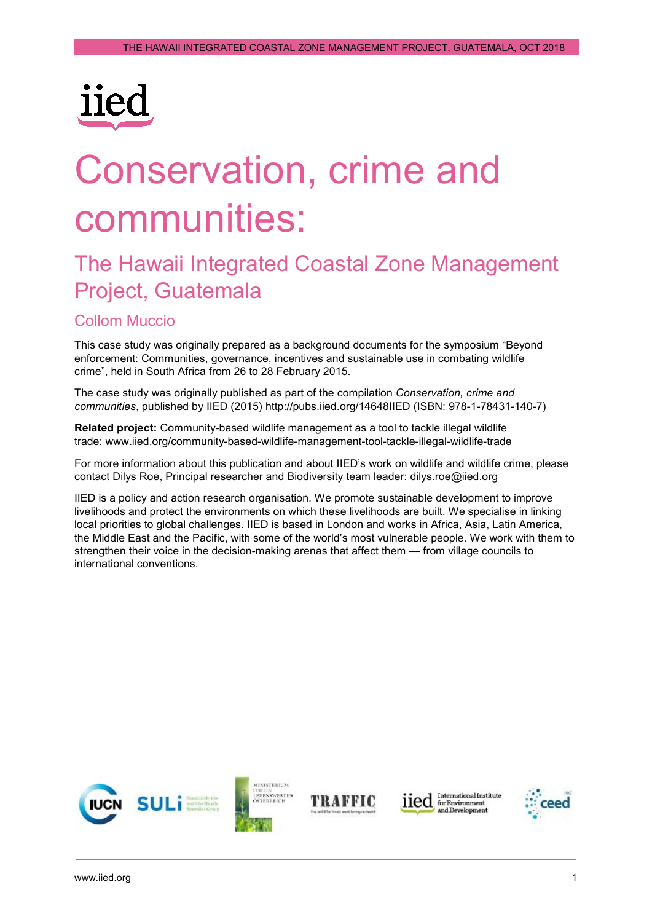iied

# Conservation, crime and communities:

## The Hawaii Integrated Coastal Zone Management Project, Guatemala

### Collom Muccio

This case study was originally prepared as a background documents for the symposium "Beyond enforcement: Communities, governance, incentives and sustainable use in combating wildlife crime", held in South Africa from 26 to 28 February 2015.

The case study was originally published as part of the compilation *Conservation, crime and communities*, published by IIED (2015) http://pubs.iied.org/14648IIED (ISBN: 978-1-78431-140-7)

**Related project:** Community-based wildlife management as a tool to tackle illegal wildlife trade: www.iied.org/community-based-wildlife-management-tool-tackle-illegal-wildlife-trade

For more information about this publication and about IIED's work on wildlife and wildlife crime, please contact Dilys Roe, Principal researcher and Biodiversity team leader: dilys.roe@iied.org

IIED is a policy and action research organisation. We promote sustainable development to improve livelihoods and protect the environments on which these livelihoods are built. We specialise in linking local priorities to global challenges. IIED is based in London and works in Africa, Asia, Latin America, the Middle East and the Pacific, with some of the world's most vulnerable people. We work with them to strengthen their voice in the decision-making arenas that affect them — from village councils to international conventions.

www.iied.org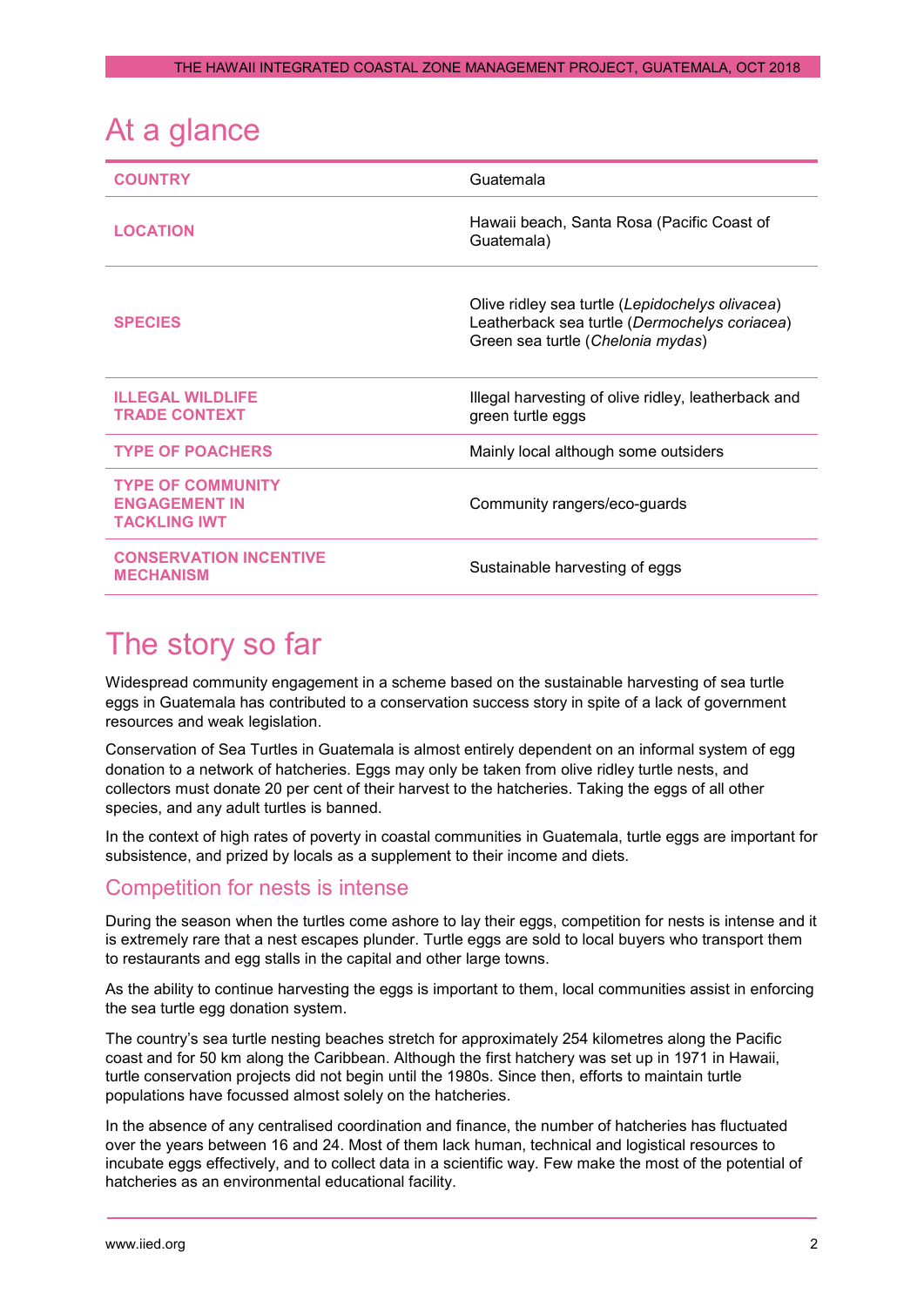# At a glance

| | |
|---|---|
| **COUNTRY** | Guatemala |
| **LOCATION** | Hawaii beach, Santa Rosa (Pacific Coast of Guatemala) |
| **SPECIES** | Olive ridley sea turtle (*Lepidochelys olivacea*)<br>Leatherback sea turtle (*Dermochelys coriacea*)<br>Green sea turtle (*Chelonia mydas*) |
| **ILLEGAL WILDLIFE TRADE CONTEXT** | Illegal harvesting of olive ridley, leatherback and green turtle eggs |
| **TYPE OF POACHERS** | Mainly local although some outsiders |
| **TYPE OF COMMUNITY ENGAGEMENT IN TACKLING IWT** | Community rangers/eco-guards |
| **CONSERVATION INCENTIVE MECHANISM** | Sustainable harvesting of eggs |

# The story so far

Widespread community engagement in a scheme based on the sustainable harvesting of sea turtle eggs in Guatemala has contributed to a conservation success story in spite of a lack of government resources and weak legislation.

Conservation of Sea Turtles in Guatemala is almost entirely dependent on an informal system of egg donation to a network of hatcheries. Eggs may only be taken from olive ridley turtle nests, and collectors must donate 20 per cent of their harvest to the hatcheries. Taking the eggs of all other species, and any adult turtles is banned.

In the context of high rates of poverty in coastal communities in Guatemala, turtle eggs are important for subsistence, and prized by locals as a supplement to their income and diets.

## Competition for nests is intense

During the season when the turtles come ashore to lay their eggs, competition for nests is intense and it is extremely rare that a nest escapes plunder. Turtle eggs are sold to local buyers who transport them to restaurants and egg stalls in the capital and other large towns.

As the ability to continue harvesting the eggs is important to them, local communities assist in enforcing the sea turtle egg donation system.

The country's sea turtle nesting beaches stretch for approximately 254 kilometres along the Pacific coast and for 50 km along the Caribbean. Although the first hatchery was set up in 1971 in Hawaii, turtle conservation projects did not begin until the 1980s. Since then, efforts to maintain turtle populations have focussed almost solely on the hatcheries.

In the absence of any centralised coordination and finance, the number of hatcheries has fluctuated over the years between 16 and 24. Most of them lack human, technical and logistical resources to incubate eggs effectively, and to collect data in a scientific way. Few make the most of the potential of hatcheries as an environmental educational facility.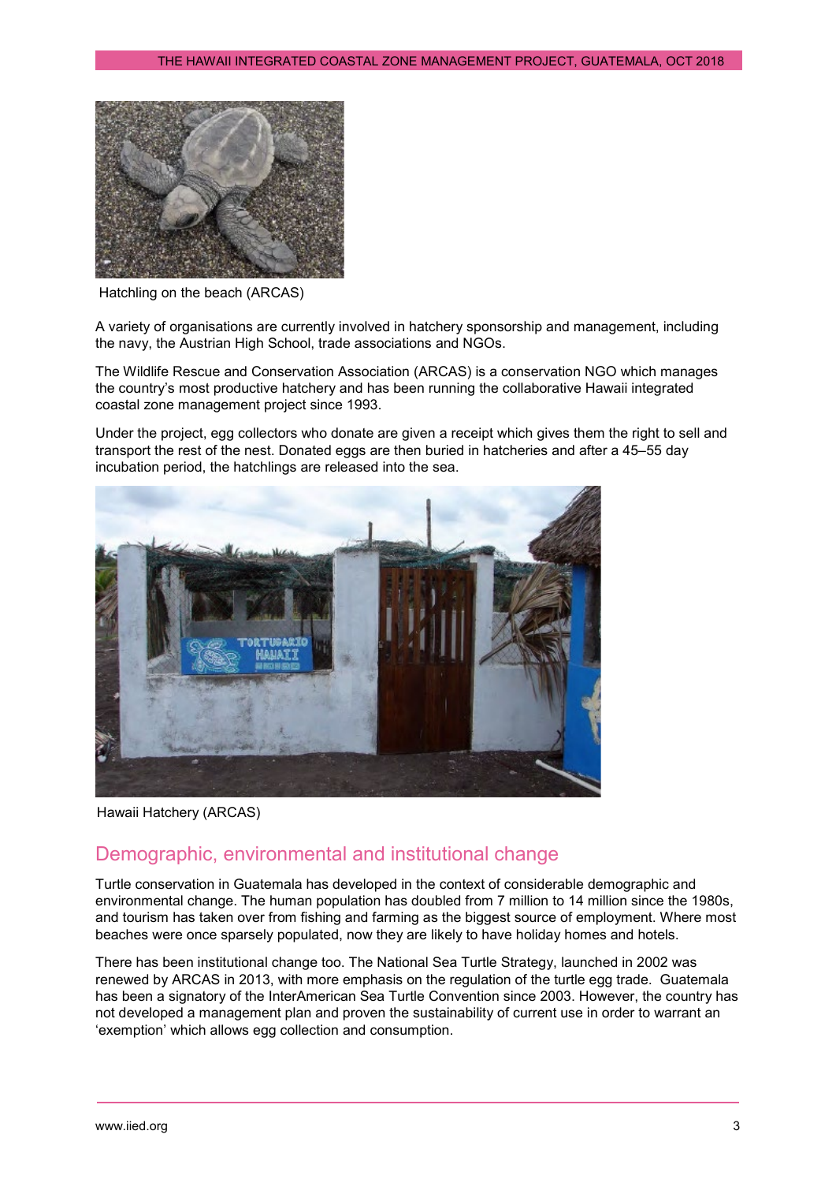Hatchling on the beach (ARCAS)

A variety of organisations are currently involved in hatchery sponsorship and management, including the navy, the Austrian High School, trade associations and NGOs.

The Wildlife Rescue and Conservation Association (ARCAS) is a conservation NGO which manages the country's most productive hatchery and has been running the collaborative Hawaii integrated coastal zone management project since 1993.

Under the project, egg collectors who donate are given a receipt which gives them the right to sell and transport the rest of the nest. Donated eggs are then buried in hatcheries and after a 45–55 day incubation period, the hatchlings are released into the sea.

Hawaii Hatchery (ARCAS)

## Demographic, environmental and institutional change

Turtle conservation in Guatemala has developed in the context of considerable demographic and environmental change. The human population has doubled from 7 million to 14 million since the 1980s, and tourism has taken over from fishing and farming as the biggest source of employment. Where most beaches were once sparsely populated, now they are likely to have holiday homes and hotels.

There has been institutional change too. The National Sea Turtle Strategy, launched in 2002 was renewed by ARCAS in 2013, with more emphasis on the regulation of the turtle egg trade. Guatemala has been a signatory of the InterAmerican Sea Turtle Convention since 2003. However, the country has not developed a management plan and proven the sustainability of current use in order to warrant an 'exemption' which allows egg collection and consumption.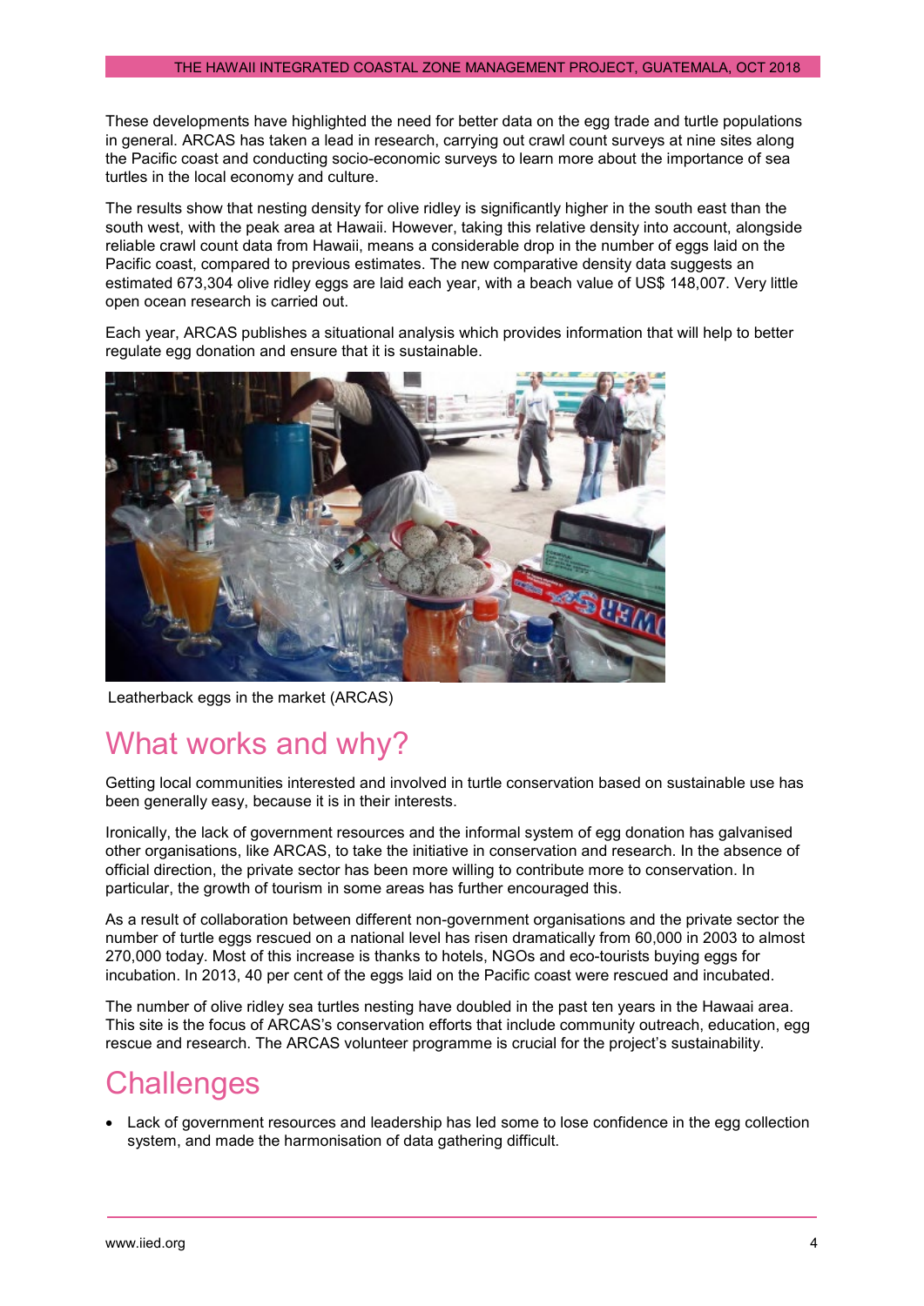These developments have highlighted the need for better data on the egg trade and turtle populations in general. ARCAS has taken a lead in research, carrying out crawl count surveys at nine sites along the Pacific coast and conducting socio-economic surveys to learn more about the importance of sea turtles in the local economy and culture.

The results show that nesting density for olive ridley is significantly higher in the south east than the south west, with the peak area at Hawaii. However, taking this relative density into account, alongside reliable crawl count data from Hawaii, means a considerable drop in the number of eggs laid on the Pacific coast, compared to previous estimates. The new comparative density data suggests an estimated 673,304 olive ridley eggs are laid each year, with a beach value of US$ 148,007. Very little open ocean research is carried out.

Each year, ARCAS publishes a situational analysis which provides information that will help to better regulate egg donation and ensure that it is sustainable.

Leatherback eggs in the market (ARCAS)

# What works and why?

Getting local communities interested and involved in turtle conservation based on sustainable use has been generally easy, because it is in their interests.

Ironically, the lack of government resources and the informal system of egg donation has galvanised other organisations, like ARCAS, to take the initiative in conservation and research. In the absence of official direction, the private sector has been more willing to contribute more to conservation. In particular, the growth of tourism in some areas has further encouraged this.

As a result of collaboration between different non-government organisations and the private sector the number of turtle eggs rescued on a national level has risen dramatically from 60,000 in 2003 to almost 270,000 today. Most of this increase is thanks to hotels, NGOs and eco-tourists buying eggs for incubation. In 2013, 40 per cent of the eggs laid on the Pacific coast were rescued and incubated.

The number of olive ridley sea turtles nesting have doubled in the past ten years in the Hawaai area. This site is the focus of ARCAS's conservation efforts that include community outreach, education, egg rescue and research. The ARCAS volunteer programme is crucial for the project's sustainability.

# Challenges

- Lack of government resources and leadership has led some to lose confidence in the egg collection system, and made the harmonisation of data gathering difficult.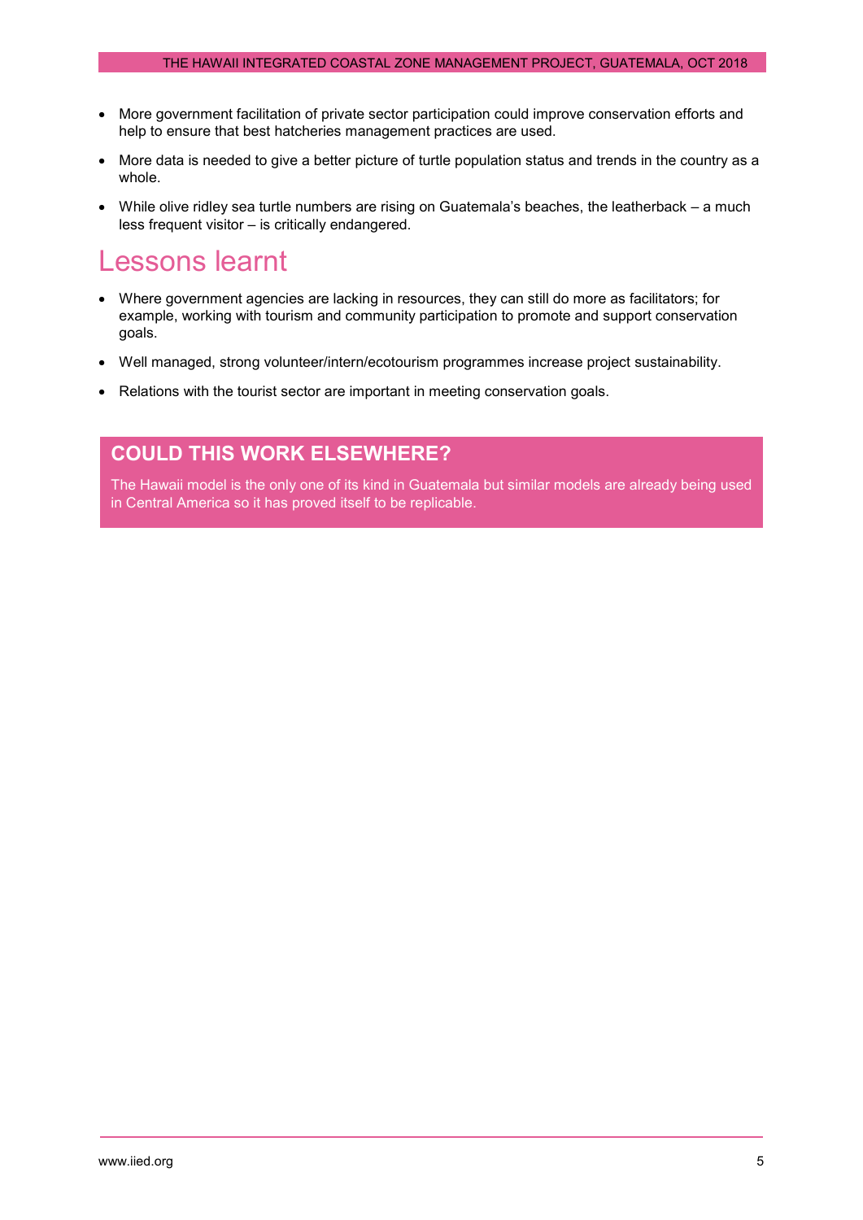- More government facilitation of private sector participation could improve conservation efforts and help to ensure that best hatcheries management practices are used.
- More data is needed to give a better picture of turtle population status and trends in the country as a whole.
- While olive ridley sea turtle numbers are rising on Guatemala's beaches, the leatherback – a much less frequent visitor – is critically endangered.

# Lessons learnt

- Where government agencies are lacking in resources, they can still do more as facilitators; for example, working with tourism and community participation to promote and support conservation goals.
- Well managed, strong volunteer/intern/ecotourism programmes increase project sustainability.
- Relations with the tourist sector are important in meeting conservation goals.

## COULD THIS WORK ELSEWHERE?

The Hawaii model is the only one of its kind in Guatemala but similar models are already being used in Central America so it has proved itself to be replicable.